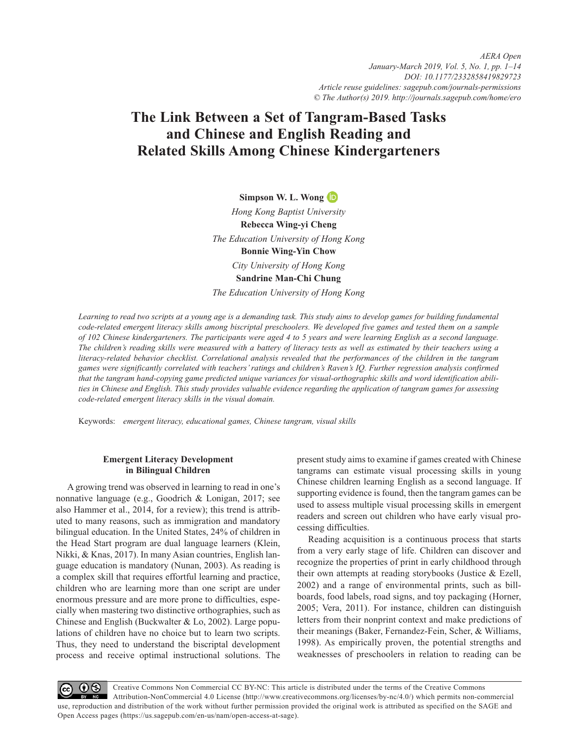# The Link Between a Set of Tangram-Based Tasks and Chinese and English Reading and Related Skills Among Chinese Kindergarteners

**Simpson W. L. Wong**

*Hong Kong Baptist University*

**Rebecca Wing-yi Cheng**

*The Education University of Hong Kong*

**Bonnie Wing-Yin Chow**

*City University of Hong Kong*

**Sandrine Man-Chi Chung**

*The Education University of Hong Kong*

*Learning to read two scripts at a young age is a demanding task. This study aims to develop games for building fundamental code-related emergent literacy skills among biscriptal preschoolers. We developed five games and tested them on a sample of 102 Chinese kindergarteners. The participants were aged 4 to 5 years and were learning English as a second language. The children's reading skills were measured with a battery of literacy tests as well as estimated by their teachers using a literacy-related behavior checklist. Correlational analysis revealed that the performances of the children in the tangram games were significantly correlated with teachers' ratings and children's Raven's IQ. Further regression analysis confirmed that the tangram hand-copying game predicted unique variances for visual-orthographic skills and word identification abilities in Chinese and English. This study provides valuable evidence regarding the application of tangram games for assessing code-related emergent literacy skills in the visual domain.*

Keywords: *emergent literacy, educational games, Chinese tangram, visual skills*

## Emergent Literacy Development in Bilingual Children

A growing trend was observed in learning to read in one's nonnative language (e.g., Goodrich & Lonigan, 2017; see also Hammer et al., 2014, for a review); this trend is attributed to many reasons, such as immigration and mandatory bilingual education. In the United States, 24% of children in the Head Start program are dual language learners (Klein, Nikki, & Knas, 2017). In many Asian countries, English language education is mandatory (Nunan, 2003). As reading is a complex skill that requires effortful learning and practice, children who are learning more than one script are under enormous pressure and are more prone to difficulties, especially when mastering two distinctive orthographies, such as Chinese and English (Buckwalter & Lo, 2002). Large populations of children have no choice but to learn two scripts. Thus, they need to understand the biscriptal development process and receive optimal instructional solutions. The present study aims to examine if games created with Chinese tangrams can estimate visual processing skills in young Chinese children learning English as a second language. If supporting evidence is found, then the tangram games can be used to assess multiple visual processing skills in emergent readers and screen out children who have early visual processing difficulties.

Reading acquisition is a continuous process that starts from a very early stage of life. Children can discover and recognize the properties of print in early childhood through their own attempts at reading storybooks (Justice & Ezell, 2002) and a range of environmental prints, such as billboards, food labels, road signs, and toy packaging (Horner, 2005; Vera, 2011). For instance, children can distinguish letters from their nonprint context and make predictions of their meanings (Baker, Fernandez-Fein, Scher, & Williams, 1998). As empirically proven, the potential strengths and weaknesses of preschoolers in relation to reading can be

Creative Commons Non Commercial CC BY-NC: This article is distributed under the terms of the Creative Commons Attribution-NonCommercial 4.0 License (http://www.creativecommons.org/licenses/by-nc/4.0/) which permits non-commercial use, reproduction and distribution of the work without further permission provided the original work is attributed as specified on the SAGE and Open Access pages (https://us.sagepub.com/en-us/nam/open-access-at-sage).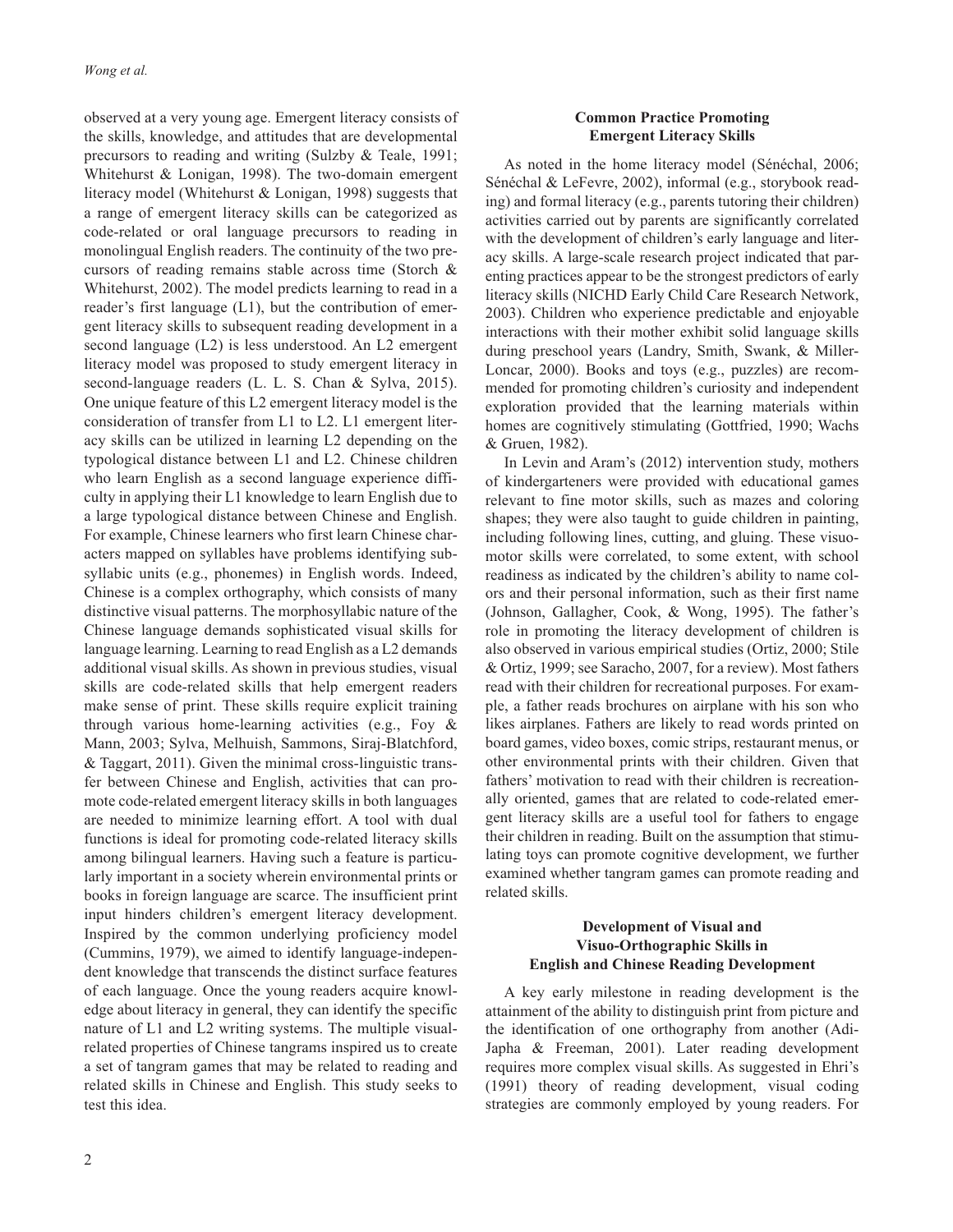observed at a very young age. Emergent literacy consists of the skills, knowledge, and attitudes that are developmental precursors to reading and writing (Sulzby & Teale, 1991; Whitehurst & Lonigan, 1998). The two-domain emergent literacy model (Whitehurst & Lonigan, 1998) suggests that a range of emergent literacy skills can be categorized as code-related or oral language precursors to reading in monolingual English readers. The continuity of the two precursors of reading remains stable across time (Storch & Whitehurst, 2002). The model predicts learning to read in a reader's first language (L1), but the contribution of emergent literacy skills to subsequent reading development in a second language (L2) is less understood. An L2 emergent literacy model was proposed to study emergent literacy in second-language readers (L. L. S. Chan & Sylva, 2015). One unique feature of this L2 emergent literacy model is the consideration of transfer from L1 to L2. L1 emergent literacy skills can be utilized in learning L2 depending on the typological distance between L1 and L2. Chinese children who learn English as a second language experience difficulty in applying their L1 knowledge to learn English due to a large typological distance between Chinese and English. For example, Chinese learners who first learn Chinese characters mapped on syllables have problems identifying subsyllabic units (e.g., phonemes) in English words. Indeed, Chinese is a complex orthography, which consists of many distinctive visual patterns. The morphosyllabic nature of the Chinese language demands sophisticated visual skills for language learning. Learning to read English as a L2 demands additional visual skills. As shown in previous studies, visual skills are code-related skills that help emergent readers make sense of print. These skills require explicit training through various home-learning activities (e.g., Foy & Mann, 2003; Sylva, Melhuish, Sammons, Siraj-Blatchford, & Taggart, 2011). Given the minimal cross-linguistic transfer between Chinese and English, activities that can promote code-related emergent literacy skills in both languages are needed to minimize learning effort. A tool with dual functions is ideal for promoting code-related literacy skills among bilingual learners. Having such a feature is particularly important in a society wherein environmental prints or books in foreign language are scarce. The insufficient print input hinders children's emergent literacy development. Inspired by the common underlying proficiency model (Cummins, 1979), we aimed to identify language-independent knowledge that transcends the distinct surface features of each language. Once the young readers acquire knowledge about literacy in general, they can identify the specific nature of L1 and L2 writing systems. The multiple visual-related properties of Chinese tangrams inspired us to create a set of tangram games that may be related to reading and related skills in Chinese and English. This study seeks to test this idea.

## Common Practice Promoting Emergent Literacy Skills

As noted in the home literacy model (Sénéchal, 2006; Sénéchal & LeFevre, 2002), informal (e.g., storybook reading) and formal literacy (e.g., parents tutoring their children) activities carried out by parents are significantly correlated with the development of children's early language and literacy skills. A large-scale research project indicated that parenting practices appear to be the strongest predictors of early literacy skills (NICHD Early Child Care Research Network, 2003). Children who experience predictable and enjoyable interactions with their mother exhibit solid language skills during preschool years (Landry, Smith, Swank, & Miller-Loncar, 2000). Books and toys (e.g., puzzles) are recommended for promoting children's curiosity and independent exploration provided that the learning materials within homes are cognitively stimulating (Gottfried, 1990; Wachs & Gruen, 1982).

In Levin and Aram's (2012) intervention study, mothers of kindergarteners were provided with educational games relevant to fine motor skills, such as mazes and coloring shapes; they were also taught to guide children in painting, including following lines, cutting, and gluing. These visuomotor skills were correlated, to some extent, with school readiness as indicated by the children's ability to name colors and their personal information, such as their first name (Johnson, Gallagher, Cook, & Wong, 1995). The father's role in promoting the literacy development of children is also observed in various empirical studies (Ortiz, 2000; Stile & Ortiz, 1999; see Saracho, 2007, for a review). Most fathers read with their children for recreational purposes. For example, a father reads brochures on airplane with his son who likes airplanes. Fathers are likely to read words printed on board games, video boxes, comic strips, restaurant menus, or other environmental prints with their children. Given that fathers' motivation to read with their children is recreationally oriented, games that are related to code-related emergent literacy skills are a useful tool for fathers to engage their children in reading. Built on the assumption that stimulating toys can promote cognitive development, we further examined whether tangram games can promote reading and related skills.

## Development of Visual and Visuo-Orthographic Skills in English and Chinese Reading Development

A key early milestone in reading development is the attainment of the ability to distinguish print from picture and the identification of one orthography from another (Adi-Japha & Freeman, 2001). Later reading development requires more complex visual skills. As suggested in Ehri's (1991) theory of reading development, visual coding strategies are commonly employed by young readers. For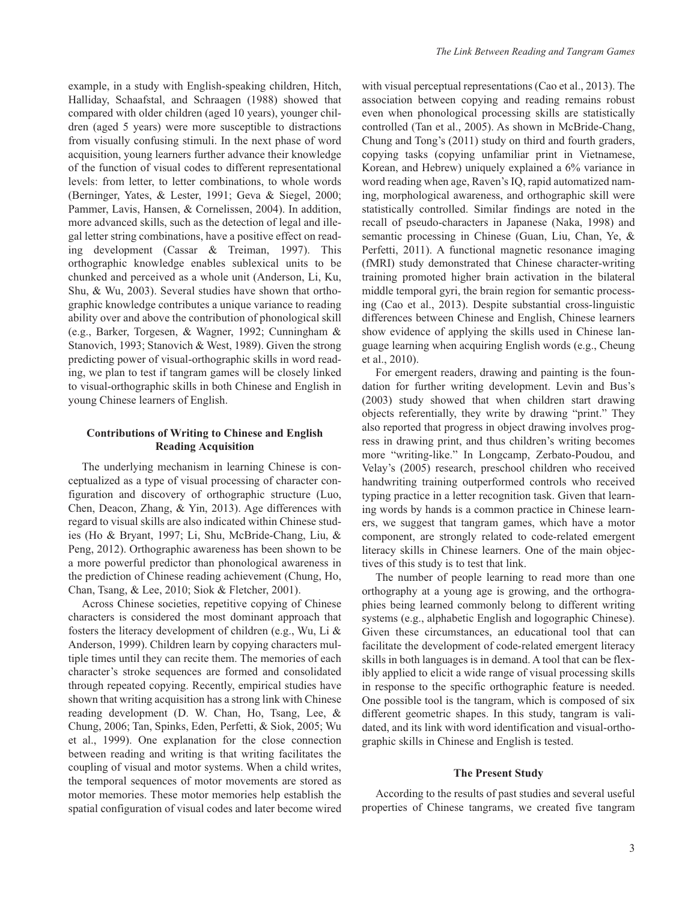example, in a study with English-speaking children, Hitch, Halliday, Schaafstal, and Schraagen (1988) showed that compared with older children (aged 10 years), younger children (aged 5 years) were more susceptible to distractions from visually confusing stimuli. In the next phase of word acquisition, young learners further advance their knowledge of the function of visual codes to different representational levels: from letter, to letter combinations, to whole words (Berninger, Yates, & Lester, 1991; Geva & Siegel, 2000; Pammer, Lavis, Hansen, & Cornelissen, 2004). In addition, more advanced skills, such as the detection of legal and illegal letter string combinations, have a positive effect on reading development (Cassar & Treiman, 1997). This orthographic knowledge enables sublexical units to be chunked and perceived as a whole unit (Anderson, Li, Ku, Shu, & Wu, 2003). Several studies have shown that orthographic knowledge contributes a unique variance to reading ability over and above the contribution of phonological skill (e.g., Barker, Torgesen, & Wagner, 1992; Cunningham & Stanovich, 1993; Stanovich & West, 1989). Given the strong predicting power of visual-orthographic skills in word reading, we plan to test if tangram games will be closely linked to visual-orthographic skills in both Chinese and English in young Chinese learners of English.

### Contributions of Writing to Chinese and English Reading Acquisition

The underlying mechanism in learning Chinese is conceptualized as a type of visual processing of character configuration and discovery of orthographic structure (Luo, Chen, Deacon, Zhang, & Yin, 2013). Age differences with regard to visual skills are also indicated within Chinese studies (Ho & Bryant, 1997; Li, Shu, McBride-Chang, Liu, & Peng, 2012). Orthographic awareness has been shown to be a more powerful predictor than phonological awareness in the prediction of Chinese reading achievement (Chung, Ho, Chan, Tsang, & Lee, 2010; Siok & Fletcher, 2001).

Across Chinese societies, repetitive copying of Chinese characters is considered the most dominant approach that fosters the literacy development of children (e.g., Wu, Li & Anderson, 1999). Children learn by copying characters multiple times until they can recite them. The memories of each character's stroke sequences are formed and consolidated through repeated copying. Recently, empirical studies have shown that writing acquisition has a strong link with Chinese reading development (D. W. Chan, Ho, Tsang, Lee, & Chung, 2006; Tan, Spinks, Eden, Perfetti, & Siok, 2005; Wu et al., 1999). One explanation for the close connection between reading and writing is that writing facilitates the coupling of visual and motor systems. When a child writes, the temporal sequences of motor movements are stored as motor memories. These motor memories help establish the spatial configuration of visual codes and later become wired with visual perceptual representations (Cao et al., 2013). The association between copying and reading remains robust even when phonological processing skills are statistically controlled (Tan et al., 2005). As shown in McBride-Chang, Chung and Tong's (2011) study on third and fourth graders, copying tasks (copying unfamiliar print in Vietnamese, Korean, and Hebrew) uniquely explained a 6% variance in word reading when age, Raven's IQ, rapid automatized naming, morphological awareness, and orthographic skill were statistically controlled. Similar findings are noted in the recall of pseudo-characters in Japanese (Naka, 1998) and semantic processing in Chinese (Guan, Liu, Chan, Ye, & Perfetti, 2011). A functional magnetic resonance imaging (fMRI) study demonstrated that Chinese character-writing training promoted higher brain activation in the bilateral middle temporal gyri, the brain region for semantic processing (Cao et al., 2013). Despite substantial cross-linguistic differences between Chinese and English, Chinese learners show evidence of applying the skills used in Chinese language learning when acquiring English words (e.g., Cheung et al., 2010).

For emergent readers, drawing and painting is the foundation for further writing development. Levin and Bus's (2003) study showed that when children start drawing objects referentially, they write by drawing "print." They also reported that progress in object drawing involves progress in drawing print, and thus children's writing becomes more "writing-like." In Longcamp, Zerbato-Poudou, and Velay's (2005) research, preschool children who received handwriting training outperformed controls who received typing practice in a letter recognition task. Given that learning words by hands is a common practice in Chinese learners, we suggest that tangram games, which have a motor component, are strongly related to code-related emergent literacy skills in Chinese learners. One of the main objectives of this study is to test that link.

The number of people learning to read more than one orthography at a young age is growing, and the orthographies being learned commonly belong to different writing systems (e.g., alphabetic English and logographic Chinese). Given these circumstances, an educational tool that can facilitate the development of code-related emergent literacy skills in both languages is in demand. A tool that can be flexibly applied to elicit a wide range of visual processing skills in response to the specific orthographic feature is needed. One possible tool is the tangram, which is composed of six different geometric shapes. In this study, tangram is validated, and its link with word identification and visual-orthographic skills in Chinese and English is tested.

### The Present Study

According to the results of past studies and several useful properties of Chinese tangrams, we created five tangram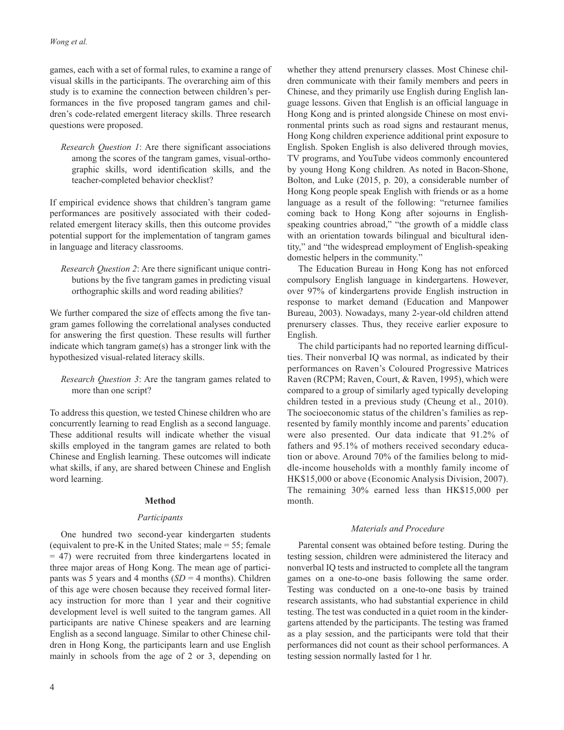games, each with a set of formal rules, to examine a range of visual skills in the participants. The overarching aim of this study is to examine the connection between children's performances in the five proposed tangram games and children's code-related emergent literacy skills. Three research questions were proposed.

> *Research Question 1*: Are there significant associations among the scores of the tangram games, visual-orthographic skills, word identification skills, and the teacher-completed behavior checklist?

If empirical evidence shows that children's tangram game performances are positively associated with their coded-related emergent literacy skills, then this outcome provides potential support for the implementation of tangram games in language and literacy classrooms.

> *Research Question 2*: Are there significant unique contributions by the five tangram games in predicting visual orthographic skills and word reading abilities?

We further compared the size of effects among the five tangram games following the correlational analyses conducted for answering the first question. These results will further indicate which tangram game(s) has a stronger link with the hypothesized visual-related literacy skills.

> *Research Question 3*: Are the tangram games related to more than one script?

To address this question, we tested Chinese children who are concurrently learning to read English as a second language. These additional results will indicate whether the visual skills employed in the tangram games are related to both Chinese and English learning. These outcomes will indicate what skills, if any, are shared between Chinese and English word learning.

## Method

### *Participants*

One hundred two second-year kindergarten students (equivalent to pre-K in the United States; male = 55; female = 47) were recruited from three kindergartens located in three major areas of Hong Kong. The mean age of participants was 5 years and 4 months (*SD* = 4 months). Children of this age were chosen because they received formal literacy instruction for more than 1 year and their cognitive development level is well suited to the tangram games. All participants are native Chinese speakers and are learning English as a second language. Similar to other Chinese children in Hong Kong, the participants learn and use English mainly in schools from the age of 2 or 3, depending on whether they attend prenursery classes. Most Chinese children communicate with their family members and peers in Chinese, and they primarily use English during English language lessons. Given that English is an official language in Hong Kong and is printed alongside Chinese on most environmental prints such as road signs and restaurant menus, Hong Kong children experience additional print exposure to English. Spoken English is also delivered through movies, TV programs, and YouTube videos commonly encountered by young Hong Kong children. As noted in Bacon-Shone, Bolton, and Luke (2015, p. 20), a considerable number of Hong Kong people speak English with friends or as a home language as a result of the following: "returnee families coming back to Hong Kong after sojourns in English-speaking countries abroad," "the growth of a middle class with an orientation towards bilingual and bicultural identity," and "the widespread employment of English-speaking domestic helpers in the community."

The Education Bureau in Hong Kong has not enforced compulsory English language in kindergartens. However, over 97% of kindergartens provide English instruction in response to market demand (Education and Manpower Bureau, 2003). Nowadays, many 2-year-old children attend prenursery classes. Thus, they receive earlier exposure to English.

The child participants had no reported learning difficulties. Their nonverbal IQ was normal, as indicated by their performances on Raven's Coloured Progressive Matrices Raven (RCPM; Raven, Court, & Raven, 1995), which were compared to a group of similarly aged typically developing children tested in a previous study (Cheung et al., 2010). The socioeconomic status of the children's families as represented by family monthly income and parents' education were also presented. Our data indicate that 91.2% of fathers and 95.1% of mothers received secondary education or above. Around 70% of the families belong to middle-income households with a monthly family income of HK$15,000 or above (Economic Analysis Division, 2007). The remaining 30% earned less than HK$15,000 per month.

### *Materials and Procedure*

Parental consent was obtained before testing. During the testing session, children were administered the literacy and nonverbal IQ tests and instructed to complete all the tangram games on a one-to-one basis following the same order. Testing was conducted on a one-to-one basis by trained research assistants, who had substantial experience in child testing. The test was conducted in a quiet room in the kindergartens attended by the participants. The testing was framed as a play session, and the participants were told that their performances did not count as their school performances. A testing session normally lasted for 1 hr.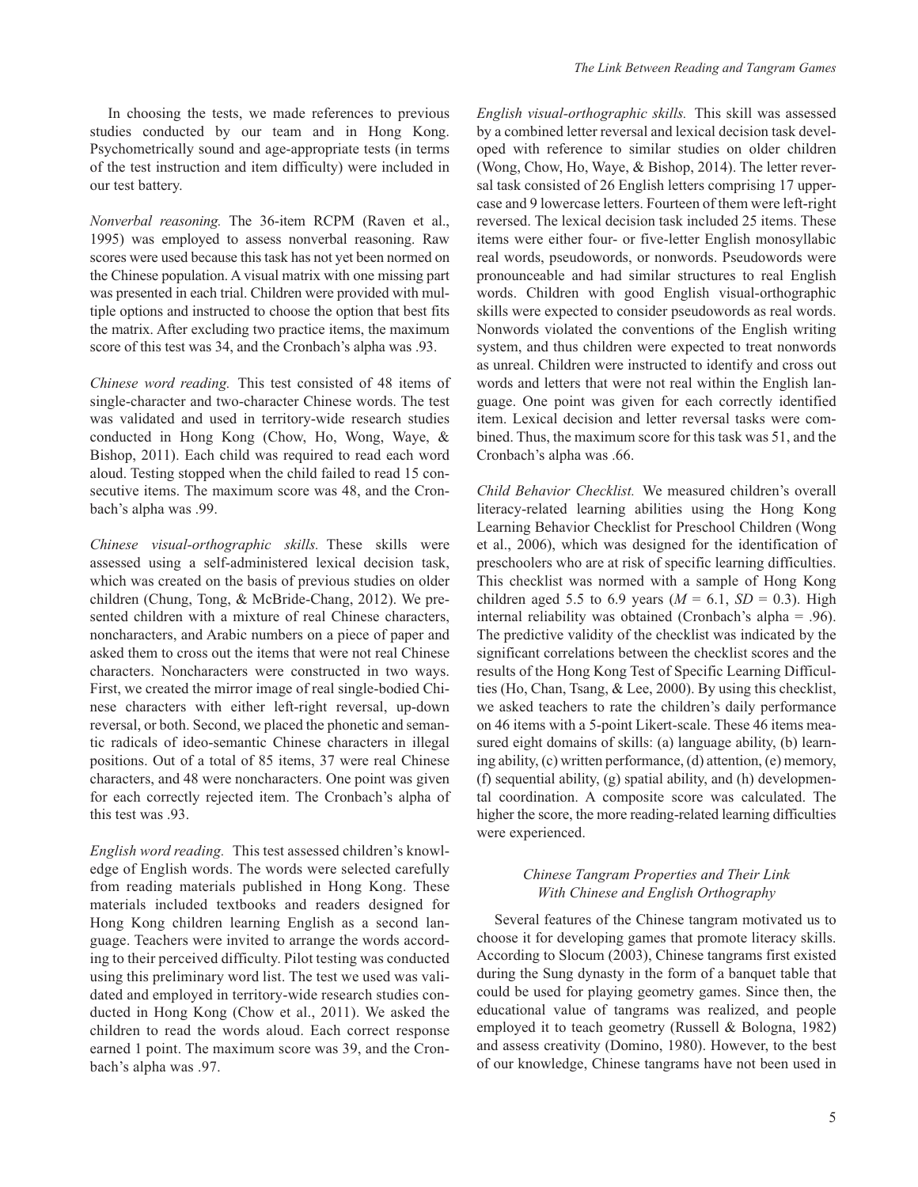In choosing the tests, we made references to previous studies conducted by our team and in Hong Kong. Psychometrically sound and age-appropriate tests (in terms of the test instruction and item difficulty) were included in our test battery.

*Nonverbal reasoning.* The 36-item RCPM (Raven et al., 1995) was employed to assess nonverbal reasoning. Raw scores were used because this task has not yet been normed on the Chinese population. A visual matrix with one missing part was presented in each trial. Children were provided with multiple options and instructed to choose the option that best fits the matrix. After excluding two practice items, the maximum score of this test was 34, and the Cronbach's alpha was .93.

*Chinese word reading.* This test consisted of 48 items of single-character and two-character Chinese words. The test was validated and used in territory-wide research studies conducted in Hong Kong (Chow, Ho, Wong, Waye, & Bishop, 2011). Each child was required to read each word aloud. Testing stopped when the child failed to read 15 consecutive items. The maximum score was 48, and the Cronbach's alpha was .99.

*Chinese visual-orthographic skills.* These skills were assessed using a self-administered lexical decision task, which was created on the basis of previous studies on older children (Chung, Tong, & McBride-Chang, 2012). We presented children with a mixture of real Chinese characters, noncharacters, and Arabic numbers on a piece of paper and asked them to cross out the items that were not real Chinese characters. Noncharacters were constructed in two ways. First, we created the mirror image of real single-bodied Chinese characters with either left-right reversal, up-down reversal, or both. Second, we placed the phonetic and semantic radicals of ideo-semantic Chinese characters in illegal positions. Out of a total of 85 items, 37 were real Chinese characters, and 48 were noncharacters. One point was given for each correctly rejected item. The Cronbach's alpha of this test was .93.

*English word reading.* This test assessed children's knowledge of English words. The words were selected carefully from reading materials published in Hong Kong. These materials included textbooks and readers designed for Hong Kong children learning English as a second language. Teachers were invited to arrange the words according to their perceived difficulty. Pilot testing was conducted using this preliminary word list. The test we used was validated and employed in territory-wide research studies conducted in Hong Kong (Chow et al., 2011). We asked the children to read the words aloud. Each correct response earned 1 point. The maximum score was 39, and the Cronbach's alpha was .97.

*English visual-orthographic skills.* This skill was assessed by a combined letter reversal and lexical decision task developed with reference to similar studies on older children (Wong, Chow, Ho, Waye, & Bishop, 2014). The letter reversal task consisted of 26 English letters comprising 17 uppercase and 9 lowercase letters. Fourteen of them were left-right reversed. The lexical decision task included 25 items. These items were either four- or five-letter English monosyllabic real words, pseudowords, or nonwords. Pseudowords were pronounceable and had similar structures to real English words. Children with good English visual-orthographic skills were expected to consider pseudowords as real words. Nonwords violated the conventions of the English writing system, and thus children were expected to treat nonwords as unreal. Children were instructed to identify and cross out words and letters that were not real within the English language. One point was given for each correctly identified item. Lexical decision and letter reversal tasks were combined. Thus, the maximum score for this task was 51, and the Cronbach's alpha was .66.

*Child Behavior Checklist.* We measured children's overall literacy-related learning abilities using the Hong Kong Learning Behavior Checklist for Preschool Children (Wong et al., 2006), which was designed for the identification of preschoolers who are at risk of specific learning difficulties. This checklist was normed with a sample of Hong Kong children aged 5.5 to 6.9 years ($M$ = 6.1, $SD$ = 0.3). High internal reliability was obtained (Cronbach's alpha = .96). The predictive validity of the checklist was indicated by the significant correlations between the checklist scores and the results of the Hong Kong Test of Specific Learning Difficulties (Ho, Chan, Tsang, & Lee, 2000). By using this checklist, we asked teachers to rate the children's daily performance on 46 items with a 5-point Likert-scale. These 46 items measured eight domains of skills: (a) language ability, (b) learning ability, (c) written performance, (d) attention, (e) memory, (f) sequential ability, (g) spatial ability, and (h) developmental coordination. A composite score was calculated. The higher the score, the more reading-related learning difficulties were experienced.

### *Chinese Tangram Properties and Their Link With Chinese and English Orthography*

Several features of the Chinese tangram motivated us to choose it for developing games that promote literacy skills. According to Slocum (2003), Chinese tangrams first existed during the Sung dynasty in the form of a banquet table that could be used for playing geometry games. Since then, the educational value of tangrams was realized, and people employed it to teach geometry (Russell & Bologna, 1982) and assess creativity (Domino, 1980). However, to the best of our knowledge, Chinese tangrams have not been used in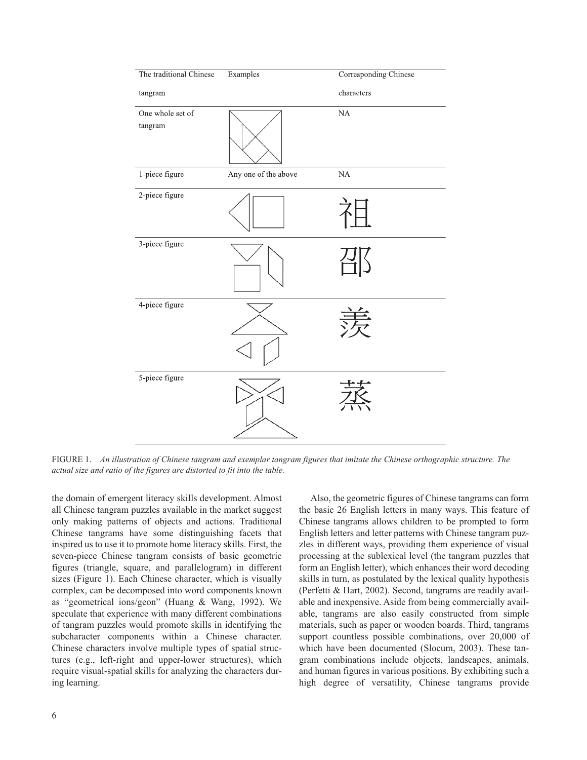| The traditional Chinese tangram | Examples | Corresponding Chinese characters |
|---|---|---|
| One whole set of tangram | | NA |
| 1-piece figure | Any one of the above | NA |
| 2-piece figure | | 祖 |
| 3-piece figure | | 邵 |
| 4-piece figure | | 羡 |
| 5-piece figure | | 蒸 |

FIGURE 1. *An illustration of Chinese tangram and exemplar tangram figures that imitate the Chinese orthographic structure. The actual size and ratio of the figures are distorted to fit into the table.*

the domain of emergent literacy skills development. Almost all Chinese tangram puzzles available in the market suggest only making patterns of objects and actions. Traditional Chinese tangrams have some distinguishing facets that inspired us to use it to promote home literacy skills. First, the seven-piece Chinese tangram consists of basic geometric figures (triangle, square, and parallelogram) in different sizes (Figure 1). Each Chinese character, which is visually complex, can be decomposed into word components known as "geometrical ions/geon" (Huang & Wang, 1992). We speculate that experience with many different combinations of tangram puzzles would promote skills in identifying the subcharacter components within a Chinese character. Chinese characters involve multiple types of spatial structures (e.g., left-right and upper-lower structures), which require visual-spatial skills for analyzing the characters during learning.

Also, the geometric figures of Chinese tangrams can form the basic 26 English letters in many ways. This feature of Chinese tangrams allows children to be prompted to form English letters and letter patterns with Chinese tangram puzzles in different ways, providing them experience of visual processing at the sublexical level (the tangram puzzles that form an English letter), which enhances their word decoding skills in turn, as postulated by the lexical quality hypothesis (Perfetti & Hart, 2002). Second, tangrams are readily available and inexpensive. Aside from being commercially available, tangrams are also easily constructed from simple materials, such as paper or wooden boards. Third, tangrams support countless possible combinations, over 20,000 of which have been documented (Slocum, 2003). These tangram combinations include objects, landscapes, animals, and human figures in various positions. By exhibiting such a high degree of versatility, Chinese tangrams provide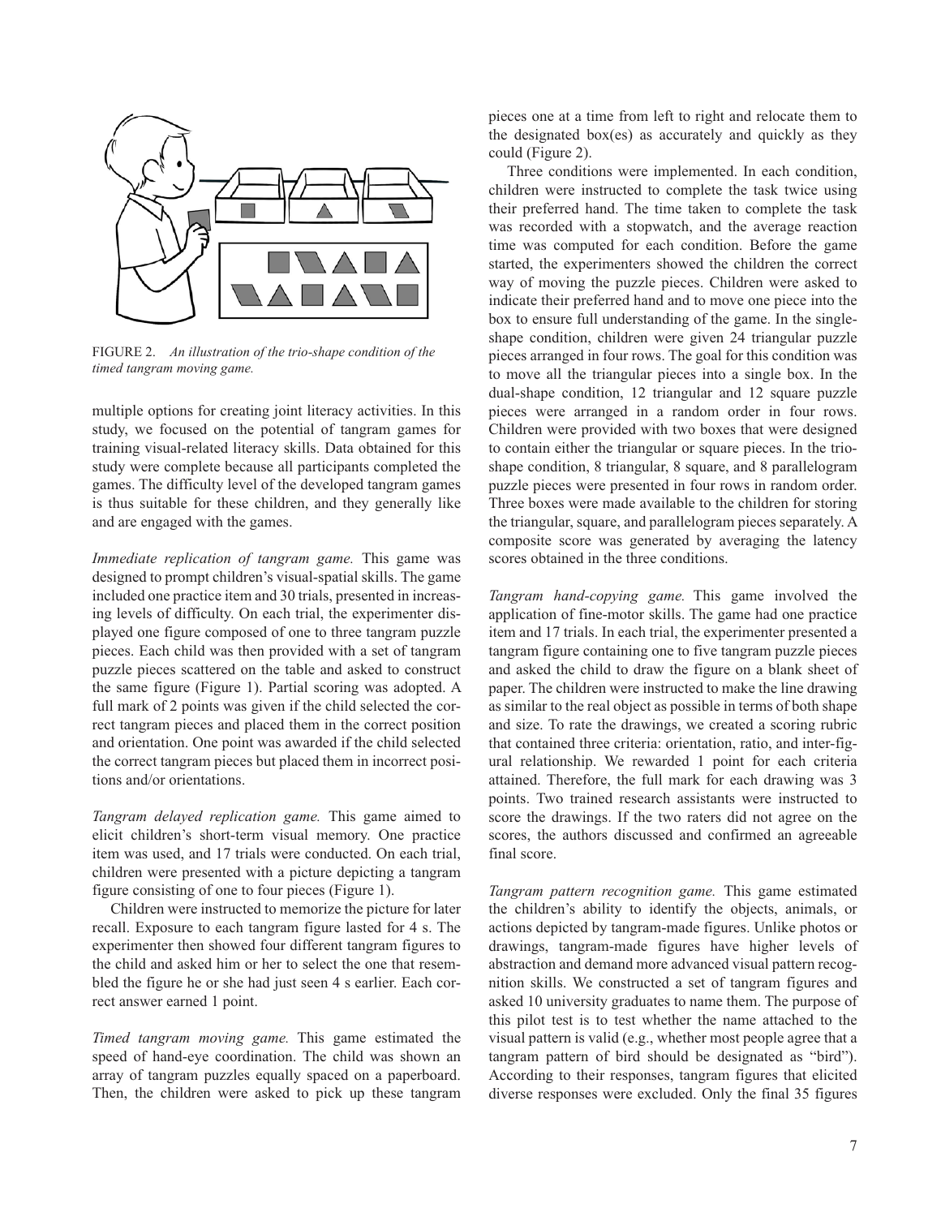FIGURE 2. *An illustration of the trio-shape condition of the timed tangram moving game.*

multiple options for creating joint literacy activities. In this study, we focused on the potential of tangram games for training visual-related literacy skills. Data obtained for this study were complete because all participants completed the games. The difficulty level of the developed tangram games is thus suitable for these children, and they generally like and are engaged with the games.

*Immediate replication of tangram game.* This game was designed to prompt children's visual-spatial skills. The game included one practice item and 30 trials, presented in increasing levels of difficulty. On each trial, the experimenter displayed one figure composed of one to three tangram puzzle pieces. Each child was then provided with a set of tangram puzzle pieces scattered on the table and asked to construct the same figure (Figure 1). Partial scoring was adopted. A full mark of 2 points was given if the child selected the correct tangram pieces and placed them in the correct position and orientation. One point was awarded if the child selected the correct tangram pieces but placed them in incorrect positions and/or orientations.

*Tangram delayed replication game.* This game aimed to elicit children's short-term visual memory. One practice item was used, and 17 trials were conducted. On each trial, children were presented with a picture depicting a tangram figure consisting of one to four pieces (Figure 1).

Children were instructed to memorize the picture for later recall. Exposure to each tangram figure lasted for 4 s. The experimenter then showed four different tangram figures to the child and asked him or her to select the one that resembled the figure he or she had just seen 4 s earlier. Each correct answer earned 1 point.

*Timed tangram moving game.* This game estimated the speed of hand-eye coordination. The child was shown an array of tangram puzzles equally spaced on a paperboard. Then, the children were asked to pick up these tangram pieces one at a time from left to right and relocate them to the designated box(es) as accurately and quickly as they could (Figure 2).

Three conditions were implemented. In each condition, children were instructed to complete the task twice using their preferred hand. The time taken to complete the task was recorded with a stopwatch, and the average reaction time was computed for each condition. Before the game started, the experimenters showed the children the correct way of moving the puzzle pieces. Children were asked to indicate their preferred hand and to move one piece into the box to ensure full understanding of the game. In the single-shape condition, children were given 24 triangular puzzle pieces arranged in four rows. The goal for this condition was to move all the triangular pieces into a single box. In the dual-shape condition, 12 triangular and 12 square puzzle pieces were arranged in a random order in four rows. Children were provided with two boxes that were designed to contain either the triangular or square pieces. In the trio-shape condition, 8 triangular, 8 square, and 8 parallelogram puzzle pieces were presented in four rows in random order. Three boxes were made available to the children for storing the triangular, square, and parallelogram pieces separately. A composite score was generated by averaging the latency scores obtained in the three conditions.

*Tangram hand-copying game.* This game involved the application of fine-motor skills. The game had one practice item and 17 trials. In each trial, the experimenter presented a tangram figure containing one to five tangram puzzle pieces and asked the child to draw the figure on a blank sheet of paper. The children were instructed to make the line drawing as similar to the real object as possible in terms of both shape and size. To rate the drawings, we created a scoring rubric that contained three criteria: orientation, ratio, and inter-figural relationship. We rewarded 1 point for each criteria attained. Therefore, the full mark for each drawing was 3 points. Two trained research assistants were instructed to score the drawings. If the two raters did not agree on the scores, the authors discussed and confirmed an agreeable final score.

*Tangram pattern recognition game.* This game estimated the children's ability to identify the objects, animals, or actions depicted by tangram-made figures. Unlike photos or drawings, tangram-made figures have higher levels of abstraction and demand more advanced visual pattern recognition skills. We constructed a set of tangram figures and asked 10 university graduates to name them. The purpose of this pilot test is to test whether the name attached to the visual pattern is valid (e.g., whether most people agree that a tangram pattern of bird should be designated as "bird"). According to their responses, tangram figures that elicited diverse responses were excluded. Only the final 35 figures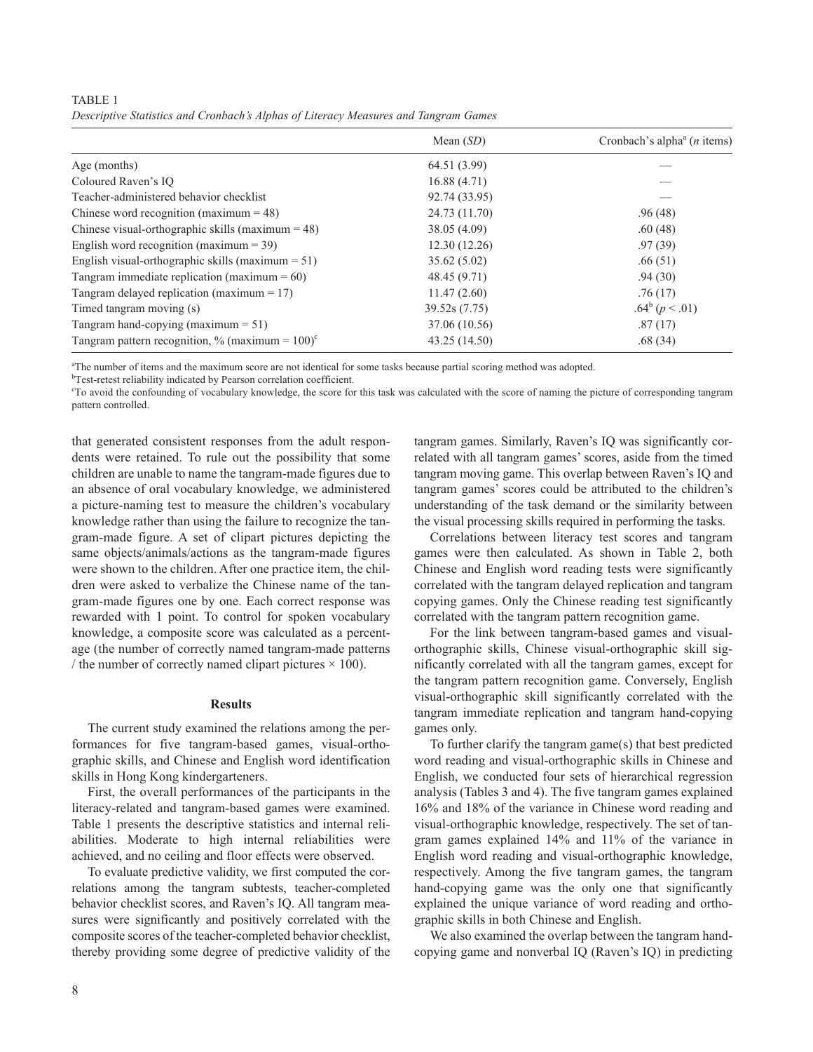TABLE 1
*Descriptive Statistics and Cronbach's Alphas of Literacy Measures and Tangram Games*

| | Mean (*SD*) | Cronbach's alpha[a] (*n* items) |
|---|---|---|
| Age (months) | 64.51 (3.99) | — |
| Coloured Raven's IQ | 16.88 (4.71) | — |
| Teacher-administered behavior checklist | 92.74 (33.95) | — |
| Chinese word recognition (maximum = 48) | 24.73 (11.70) | .96 (48) |
| Chinese visual-orthographic skills (maximum = 48) | 38.05 (4.09) | .60 (48) |
| English word recognition (maximum = 39) | 12.30 (12.26) | .97 (39) |
| English visual-orthographic skills (maximum = 51) | 35.62 (5.02) | .66 (51) |
| Tangram immediate replication (maximum = 60) | 48.45 (9.71) | .94 (30) |
| Tangram delayed replication (maximum = 17) | 11.47 (2.60) | .76 (17) |
| Timed tangram moving (s) | 39.52s (7.75) | .64[b] ($p < .01$) |
| Tangram hand-copying (maximum = 51) | 37.06 (10.56) | .87 (17) |
| Tangram pattern recognition, % (maximum = 100)[c] | 43.25 (14.50) | .68 (34) |

[a]The number of items and the maximum score are not identical for some tasks because partial scoring method was adopted.
[b]Test-retest reliability indicated by Pearson correlation coefficient.
[c]To avoid the confounding of vocabulary knowledge, the score for this task was calculated with the score of naming the picture of corresponding tangram pattern controlled.

that generated consistent responses from the adult respondents were retained. To rule out the possibility that some children are unable to name the tangram-made figures due to an absence of oral vocabulary knowledge, we administered a picture-naming test to measure the children's vocabulary knowledge rather than using the failure to recognize the tangram-made figure. A set of clipart pictures depicting the same objects/animals/actions as the tangram-made figures were shown to the children. After one practice item, the children were asked to verbalize the Chinese name of the tangram-made figures one by one. Each correct response was rewarded with 1 point. To control for spoken vocabulary knowledge, a composite score was calculated as a percentage (the number of correctly named tangram-made patterns / the number of correctly named clipart pictures × 100).

## Results

The current study examined the relations among the performances for five tangram-based games, visual-orthographic skills, and Chinese and English word identification skills in Hong Kong kindergarteners.

First, the overall performances of the participants in the literacy-related and tangram-based games were examined. Table 1 presents the descriptive statistics and internal reliabilities. Moderate to high internal reliabilities were achieved, and no ceiling and floor effects were observed.

To evaluate predictive validity, we first computed the correlations among the tangram subtests, teacher-completed behavior checklist scores, and Raven's IQ. All tangram measures were significantly and positively correlated with the composite scores of the teacher-completed behavior checklist, thereby providing some degree of predictive validity of the tangram games. Similarly, Raven's IQ was significantly correlated with all tangram games' scores, aside from the timed tangram moving game. This overlap between Raven's IQ and tangram games' scores could be attributed to the children's understanding of the task demand or the similarity between the visual processing skills required in performing the tasks.

Correlations between literacy test scores and tangram games were then calculated. As shown in Table 2, both Chinese and English word reading tests were significantly correlated with the tangram delayed replication and tangram copying games. Only the Chinese reading test significantly correlated with the tangram pattern recognition game.

For the link between tangram-based games and visual-orthographic skills, Chinese visual-orthographic skill significantly correlated with all the tangram games, except for the tangram pattern recognition game. Conversely, English visual-orthographic skill significantly correlated with the tangram immediate replication and tangram hand-copying games only.

To further clarify the tangram game(s) that best predicted word reading and visual-orthographic skills in Chinese and English, we conducted four sets of hierarchical regression analysis (Tables 3 and 4). The five tangram games explained 16% and 18% of the variance in Chinese word reading and visual-orthographic knowledge, respectively. The set of tangram games explained 14% and 11% of the variance in English word reading and visual-orthographic knowledge, respectively. Among the five tangram games, the tangram hand-copying game was the only one that significantly explained the unique variance of word reading and orthographic skills in both Chinese and English.

We also examined the overlap between the tangram hand-copying game and nonverbal IQ (Raven's IQ) in predicting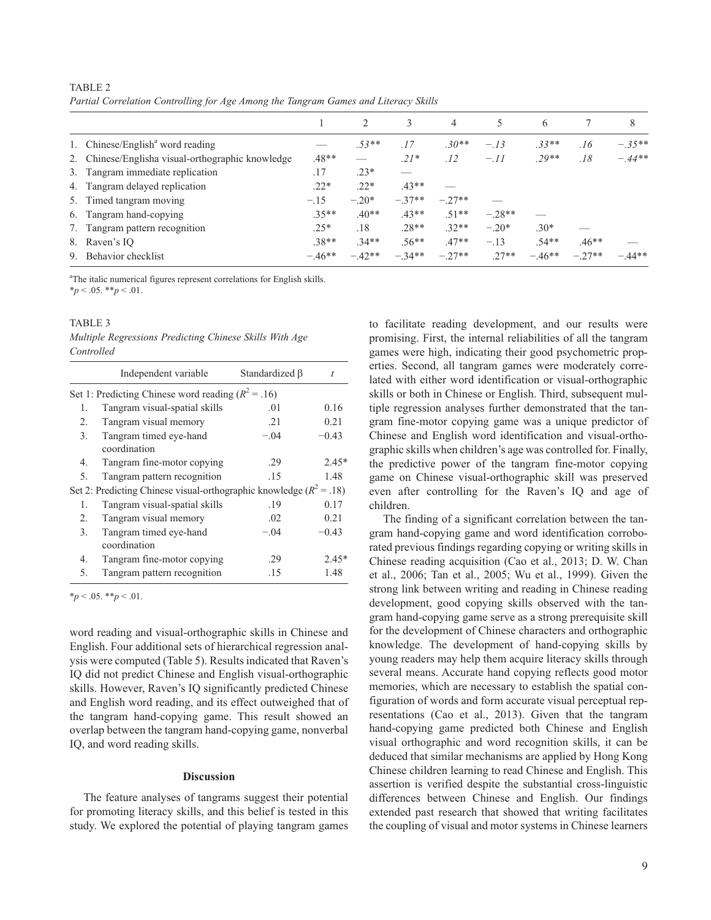TABLE 2

*Partial Correlation Controlling for Age Among the Tangram Games and Literacy Skills*

| | 1 | 2 | 3 | 4 | 5 | 6 | 7 | 8 |
|---|---|---|---|---|---|---|---|---|
| 1. Chinese/English[a] word reading | — | *.53*** | *.17* | *.30*** | *−.13* | *.33*** | *.16* | *−.35*** |
| 2. Chinese/Englisha visual-orthographic knowledge | .48** | — | *.21** | *.12* | *−.11* | *.29*** | *.18* | *−.44*** |
| 3. Tangram immediate replication | .17 | .23* | — | | | | | |
| 4. Tangram delayed replication | .22* | .22* | .43** | — | | | | |
| 5. Timed tangram moving | −.15 | −.20* | −.37** | −.27** | — | | | |
| 6. Tangram hand-copying | .35** | .40** | .43** | .51** | −.28** | — | | |
| 7. Tangram pattern recognition | .25* | .18 | .28** | .32** | −.20* | .30* | — | |
| 8. Raven's IQ | .38** | .34** | .56** | .47** | −.13 | .54** | .46** | — |
| 9. Behavior checklist | −.46** | −.42** | −.34** | −.27** | .27** | −.46** | −.27** | −.44** |

[a]The italic numerical figures represent correlations for English skills.
*$p < .05$. **$p < .01$.

TABLE 3

*Multiple Regressions Predicting Chinese Skills With Age Controlled*

| | Independent variable | Standardized β | *t* |
|---|---|---|---|
| Set 1: Predicting Chinese word reading ($R^2 = .16$) | | | |
| 1. | Tangram visual-spatial skills | .01 | 0.16 |
| 2. | Tangram visual memory | .21 | 0.21 |
| 3. | Tangram timed eye-hand coordination | −.04 | −0.43 |
| 4. | Tangram fine-motor copying | .29 | 2.45* |
| 5. | Tangram pattern recognition | .15 | 1.48 |
| Set 2: Predicting Chinese visual-orthographic knowledge ($R^2 = .18$) | | | |
| 1. | Tangram visual-spatial skills | .19 | 0.17 |
| 2. | Tangram visual memory | .02 | 0.21 |
| 3. | Tangram timed eye-hand coordination | −.04 | −0.43 |
| 4. | Tangram fine-motor copying | .29 | 2.45* |
| 5. | Tangram pattern recognition | .15 | 1.48 |

*$p < .05$. **$p < .01$.

word reading and visual-orthographic skills in Chinese and English. Four additional sets of hierarchical regression analysis were computed (Table 5). Results indicated that Raven's IQ did not predict Chinese and English visual-orthographic skills. However, Raven's IQ significantly predicted Chinese and English word reading, and its effect outweighed that of the tangram hand-copying game. This result showed an overlap between the tangram hand-copying game, nonverbal IQ, and word reading skills.

## Discussion

The feature analyses of tangrams suggest their potential for promoting literacy skills, and this belief is tested in this study. We explored the potential of playing tangram games to facilitate reading development, and our results were promising. First, the internal reliabilities of all the tangram games were high, indicating their good psychometric properties. Second, all tangram games were moderately correlated with either word identification or visual-orthographic skills or both in Chinese or English. Third, subsequent multiple regression analyses further demonstrated that the tangram fine-motor copying game was a unique predictor of Chinese and English word identification and visual-orthographic skills when children's age was controlled for. Finally, the predictive power of the tangram fine-motor copying game on Chinese visual-orthographic skill was preserved even after controlling for the Raven's IQ and age of children.

The finding of a significant correlation between the tangram hand-copying game and word identification corroborated previous findings regarding copying or writing skills in Chinese reading acquisition (Cao et al., 2013; D. W. Chan et al., 2006; Tan et al., 2005; Wu et al., 1999). Given the strong link between writing and reading in Chinese reading development, good copying skills observed with the tangram hand-copying game serve as a strong prerequisite skill for the development of Chinese characters and orthographic knowledge. The development of hand-copying skills by young readers may help them acquire literacy skills through several means. Accurate hand copying reflects good motor memories, which are necessary to establish the spatial configuration of words and form accurate visual perceptual representations (Cao et al., 2013). Given that the tangram hand-copying game predicted both Chinese and English visual orthographic and word recognition skills, it can be deduced that similar mechanisms are applied by Hong Kong Chinese children learning to read Chinese and English. This assertion is verified despite the substantial cross-linguistic differences between Chinese and English. Our findings extended past research that showed that writing facilitates the coupling of visual and motor systems in Chinese learners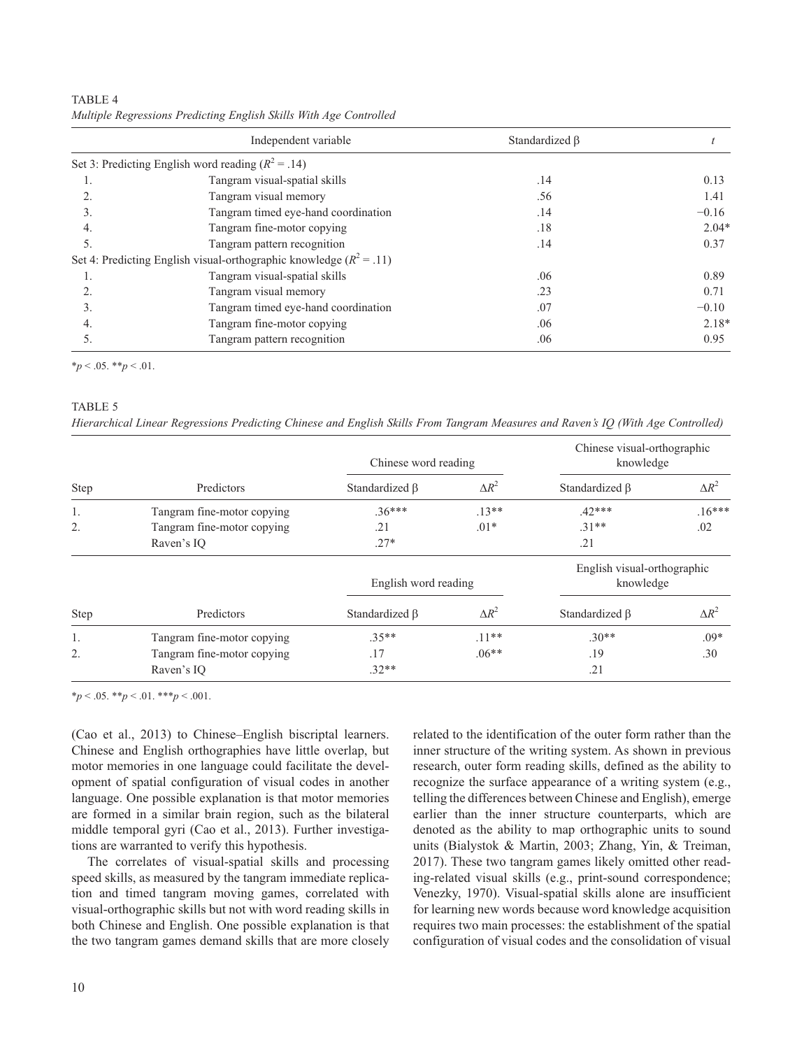TABLE 4

*Multiple Regressions Predicting English Skills With Age Controlled*

| | Independent variable | Standardized β | *t* |
|---|---|---|---|
| Set 3: Predicting English word reading ($R^2 = .14$) | | | |
| 1. | Tangram visual-spatial skills | .14 | 0.13 |
| 2. | Tangram visual memory | .56 | 1.41 |
| 3. | Tangram timed eye-hand coordination | .14 | −0.16 |
| 4. | Tangram fine-motor copying | .18 | 2.04* |
| 5. | Tangram pattern recognition | .14 | 0.37 |
| Set 4: Predicting English visual-orthographic knowledge ($R^2 = .11$) | | | |
| 1. | Tangram visual-spatial skills | .06 | 0.89 |
| 2. | Tangram visual memory | .23 | 0.71 |
| 3. | Tangram timed eye-hand coordination | .07 | −0.10 |
| 4. | Tangram fine-motor copying | .06 | 2.18* |
| 5. | Tangram pattern recognition | .06 | 0.95 |

*$p < .05$. **$p < .01$.

TABLE 5

*Hierarchical Linear Regressions Predicting Chinese and English Skills From Tangram Measures and Raven's IQ (With Age Controlled)*

| | | Chinese word reading | | Chinese visual-orthographic knowledge | |
|---|---|---|---|---|---|
| Step | Predictors | Standardized β | $\Delta R^2$ | Standardized β | $\Delta R^2$ |
| 1. | Tangram fine-motor copying | .36*** | .13** | .42*** | .16*** |
| 2. | Tangram fine-motor copying | .21 | .01* | .31** | .02 |
| | Raven's IQ | .27* | | .21 | |
| | | **English word reading** | | **English visual-orthographic knowledge** | |
| Step | Predictors | Standardized β | $\Delta R^2$ | Standardized β | $\Delta R^2$ |
| 1. | Tangram fine-motor copying | .35** | .11** | .30** | .09* |
| 2. | Tangram fine-motor copying | .17 | .06** | .19 | .30 |
| | Raven's IQ | .32** | | .21 | |

*$p < .05$. **$p < .01$. ***$p < .001$.

(Cao et al., 2013) to Chinese–English biscriptal learners. Chinese and English orthographies have little overlap, but motor memories in one language could facilitate the development of spatial configuration of visual codes in another language. One possible explanation is that motor memories are formed in a similar brain region, such as the bilateral middle temporal gyri (Cao et al., 2013). Further investigations are warranted to verify this hypothesis.

The correlates of visual-spatial skills and processing speed skills, as measured by the tangram immediate replication and timed tangram moving games, correlated with visual-orthographic skills but not with word reading skills in both Chinese and English. One possible explanation is that the two tangram games demand skills that are more closely related to the identification of the outer form rather than the inner structure of the writing system. As shown in previous research, outer form reading skills, defined as the ability to recognize the surface appearance of a writing system (e.g., telling the differences between Chinese and English), emerge earlier than the inner structure counterparts, which are denoted as the ability to map orthographic units to sound units (Bialystok & Martin, 2003; Zhang, Yin, & Treiman, 2017). These two tangram games likely omitted other reading-related visual skills (e.g., print-sound correspondence; Venezky, 1970). Visual-spatial skills alone are insufficient for learning new words because word knowledge acquisition requires two main processes: the establishment of the spatial configuration of visual codes and the consolidation of visual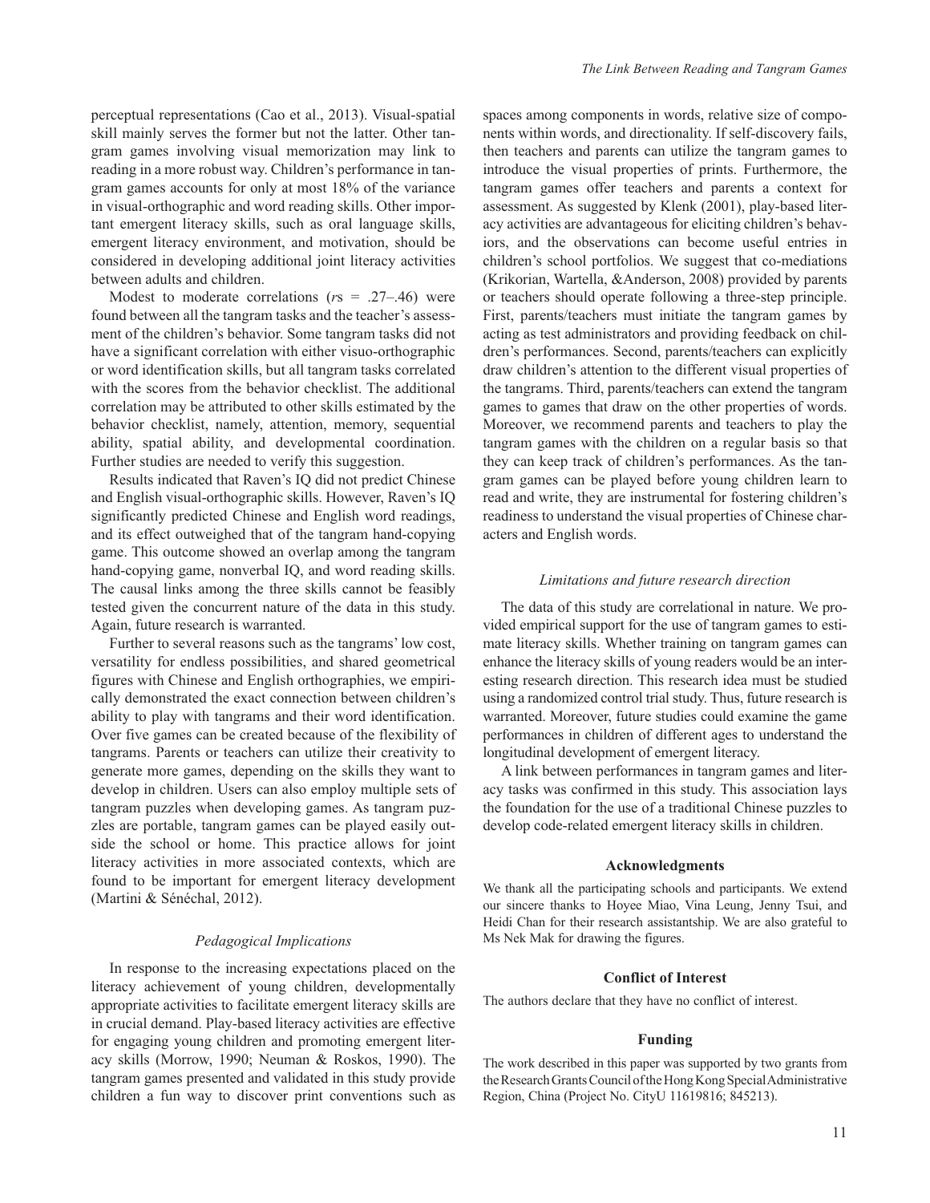perceptual representations (Cao et al., 2013). Visual-spatial skill mainly serves the former but not the latter. Other tangram games involving visual memorization may link to reading in a more robust way. Children's performance in tangram games accounts for only at most 18% of the variance in visual-orthographic and word reading skills. Other important emergent literacy skills, such as oral language skills, emergent literacy environment, and motivation, should be considered in developing additional joint literacy activities between adults and children.

Modest to moderate correlations (*r*s = .27–.46) were found between all the tangram tasks and the teacher's assessment of the children's behavior. Some tangram tasks did not have a significant correlation with either visuo-orthographic or word identification skills, but all tangram tasks correlated with the scores from the behavior checklist. The additional correlation may be attributed to other skills estimated by the behavior checklist, namely, attention, memory, sequential ability, spatial ability, and developmental coordination. Further studies are needed to verify this suggestion.

Results indicated that Raven's IQ did not predict Chinese and English visual-orthographic skills. However, Raven's IQ significantly predicted Chinese and English word readings, and its effect outweighed that of the tangram hand-copying game. This outcome showed an overlap among the tangram hand-copying game, nonverbal IQ, and word reading skills. The causal links among the three skills cannot be feasibly tested given the concurrent nature of the data in this study. Again, future research is warranted.

Further to several reasons such as the tangrams' low cost, versatility for endless possibilities, and shared geometrical figures with Chinese and English orthographies, we empirically demonstrated the exact connection between children's ability to play with tangrams and their word identification. Over five games can be created because of the flexibility of tangrams. Parents or teachers can utilize their creativity to generate more games, depending on the skills they want to develop in children. Users can also employ multiple sets of tangram puzzles when developing games. As tangram puzzles are portable, tangram games can be played easily outside the school or home. This practice allows for joint literacy activities in more associated contexts, which are found to be important for emergent literacy development (Martini & Sénéchal, 2012).

### *Pedagogical Implications*

In response to the increasing expectations placed on the literacy achievement of young children, developmentally appropriate activities to facilitate emergent literacy skills are in crucial demand. Play-based literacy activities are effective for engaging young children and promoting emergent literacy skills (Morrow, 1990; Neuman & Roskos, 1990). The tangram games presented and validated in this study provide children a fun way to discover print conventions such as spaces among components in words, relative size of components within words, and directionality. If self-discovery fails, then teachers and parents can utilize the tangram games to introduce the visual properties of prints. Furthermore, the tangram games offer teachers and parents a context for assessment. As suggested by Klenk (2001), play-based literacy activities are advantageous for eliciting children's behaviors, and the observations can become useful entries in children's school portfolios. We suggest that co-mediations (Krikorian, Wartella, &Anderson, 2008) provided by parents or teachers should operate following a three-step principle. First, parents/teachers must initiate the tangram games by acting as test administrators and providing feedback on children's performances. Second, parents/teachers can explicitly draw children's attention to the different visual properties of the tangrams. Third, parents/teachers can extend the tangram games to games that draw on the other properties of words. Moreover, we recommend parents and teachers to play the tangram games with the children on a regular basis so that they can keep track of children's performances. As the tangram games can be played before young children learn to read and write, they are instrumental for fostering children's readiness to understand the visual properties of Chinese characters and English words.

### *Limitations and future research direction*

The data of this study are correlational in nature. We provided empirical support for the use of tangram games to estimate literacy skills. Whether training on tangram games can enhance the literacy skills of young readers would be an interesting research direction. This research idea must be studied using a randomized control trial study. Thus, future research is warranted. Moreover, future studies could examine the game performances in children of different ages to understand the longitudinal development of emergent literacy.

A link between performances in tangram games and literacy tasks was confirmed in this study. This association lays the foundation for the use of a traditional Chinese puzzles to develop code-related emergent literacy skills in children.

## Acknowledgments

We thank all the participating schools and participants. We extend our sincere thanks to Hoyee Miao, Vina Leung, Jenny Tsui, and Heidi Chan for their research assistantship. We are also grateful to Ms Nek Mak for drawing the figures.

## Conflict of Interest

The authors declare that they have no conflict of interest.

## Funding

The work described in this paper was supported by two grants from the Research Grants Council of the Hong Kong Special Administrative Region, China (Project No. CityU 11619816; 845213).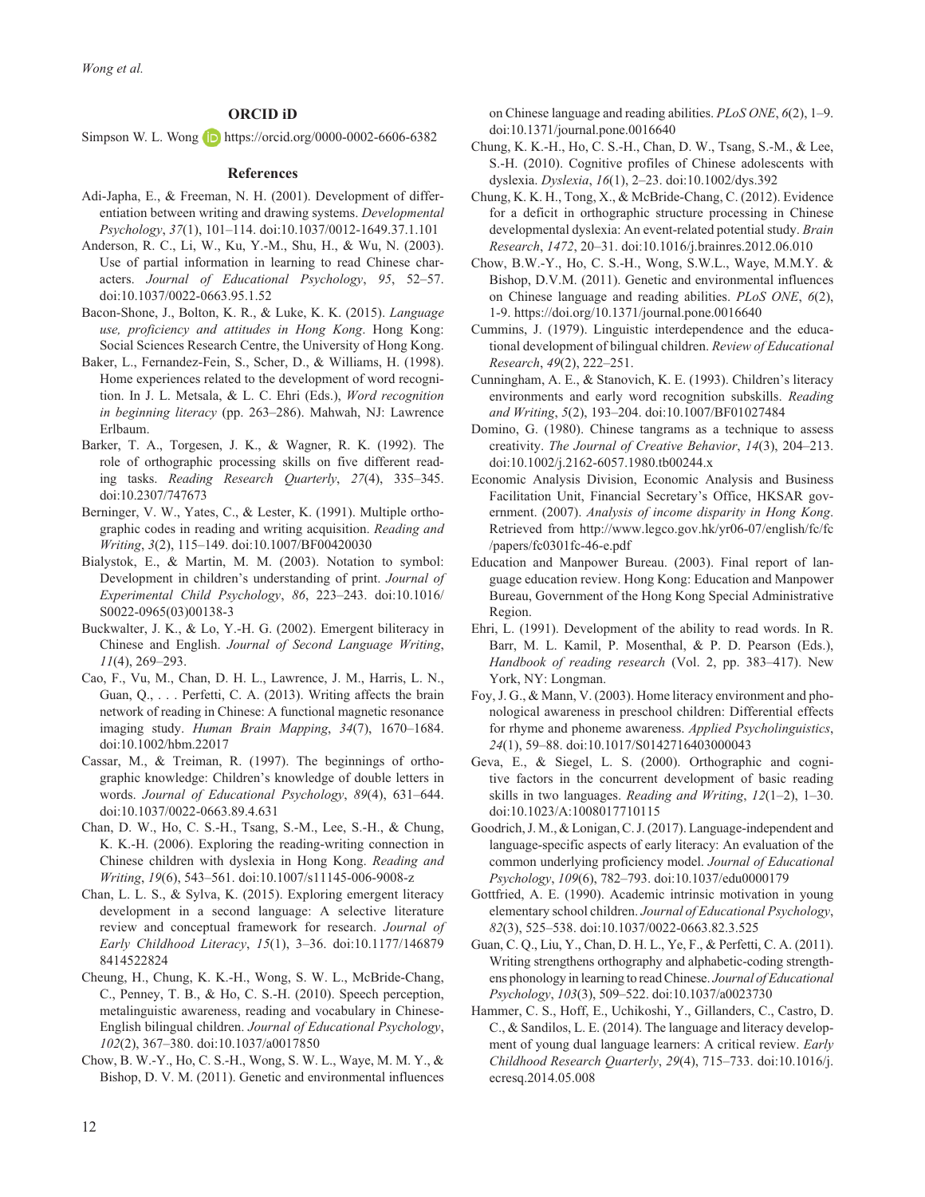## ORCID iD

Simpson W. L. Wong https://orcid.org/0000-0002-6606-6382

## References

Adi-Japha, E., & Freeman, N. H. (2001). Development of differentiation between writing and drawing systems. *Developmental Psychology*, *37*(1), 101–114. doi:10.1037/0012-1649.37.1.101

Anderson, R. C., Li, W., Ku, Y.-M., Shu, H., & Wu, N. (2003). Use of partial information in learning to read Chinese characters. *Journal of Educational Psychology*, *95*, 52–57. doi:10.1037/0022-0663.95.1.52

Bacon-Shone, J., Bolton, K. R., & Luke, K. K. (2015). *Language use, proficiency and attitudes in Hong Kong*. Hong Kong: Social Sciences Research Centre, the University of Hong Kong.

Baker, L., Fernandez-Fein, S., Scher, D., & Williams, H. (1998). Home experiences related to the development of word recognition. In J. L. Metsala, & L. C. Ehri (Eds.), *Word recognition in beginning literacy* (pp. 263–286). Mahwah, NJ: Lawrence Erlbaum.

Barker, T. A., Torgesen, J. K., & Wagner, R. K. (1992). The role of orthographic processing skills on five different reading tasks. *Reading Research Quarterly*, *27*(4), 335–345. doi:10.2307/747673

Berninger, V. W., Yates, C., & Lester, K. (1991). Multiple orthographic codes in reading and writing acquisition. *Reading and Writing*, *3*(2), 115–149. doi:10.1007/BF00420030

Bialystok, E., & Martin, M. M. (2003). Notation to symbol: Development in children's understanding of print. *Journal of Experimental Child Psychology*, *86*, 223–243. doi:10.1016/S0022-0965(03)00138-3

Buckwalter, J. K., & Lo, Y.-H. G. (2002). Emergent biliteracy in Chinese and English. *Journal of Second Language Writing*, *11*(4), 269–293.

Cao, F., Vu, M., Chan, D. H. L., Lawrence, J. M., Harris, L. N., Guan, Q., . . . Perfetti, C. A. (2013). Writing affects the brain network of reading in Chinese: A functional magnetic resonance imaging study. *Human Brain Mapping*, *34*(7), 1670–1684. doi:10.1002/hbm.22017

Cassar, M., & Treiman, R. (1997). The beginnings of orthographic knowledge: Children's knowledge of double letters in words. *Journal of Educational Psychology*, *89*(4), 631–644. doi:10.1037/0022-0663.89.4.631

Chan, D. W., Ho, C. S.-H., Tsang, S.-M., Lee, S.-H., & Chung, K. K.-H. (2006). Exploring the reading-writing connection in Chinese children with dyslexia in Hong Kong. *Reading and Writing*, *19*(6), 543–561. doi:10.1007/s11145-006-9008-z

Chan, L. L. S., & Sylva, K. (2015). Exploring emergent literacy development in a second language: A selective literature review and conceptual framework for research. *Journal of Early Childhood Literacy*, *15*(1), 3–36. doi:10.1177/1468798414522824

Cheung, H., Chung, K. K.-H., Wong, S. W. L., McBride-Chang, C., Penney, T. B., & Ho, C. S.-H. (2010). Speech perception, metalinguistic awareness, reading and vocabulary in Chinese-English bilingual children. *Journal of Educational Psychology*, *102*(2), 367–380. doi:10.1037/a0017850

Chow, B. W.-Y., Ho, C. S.-H., Wong, S. W. L., Waye, M. M. Y., & Bishop, D. V. M. (2011). Genetic and environmental influences on Chinese language and reading abilities. *PLoS ONE*, *6*(2), 1–9. doi:10.1371/journal.pone.0016640

Chung, K. K.-H., Ho, C. S.-H., Chan, D. W., Tsang, S.-M., & Lee, S.-H. (2010). Cognitive profiles of Chinese adolescents with dyslexia. *Dyslexia*, *16*(1), 2–23. doi:10.1002/dys.392

Chung, K. K. H., Tong, X., & McBride-Chang, C. (2012). Evidence for a deficit in orthographic structure processing in Chinese developmental dyslexia: An event-related potential study. *Brain Research*, *1472*, 20–31. doi:10.1016/j.brainres.2012.06.010

Chow, B.W.-Y., Ho, C. S.-H., Wong, S.W.L., Waye, M.M.Y. & Bishop, D.V.M. (2011). Genetic and environmental influences on Chinese language and reading abilities. *PLoS ONE*, *6*(2), 1-9. https://doi.org/10.1371/journal.pone.0016640

Cummins, J. (1979). Linguistic interdependence and the educational development of bilingual children. *Review of Educational Research*, *49*(2), 222–251.

Cunningham, A. E., & Stanovich, K. E. (1993). Children's literacy environments and early word recognition subskills. *Reading and Writing*, *5*(2), 193–204. doi:10.1007/BF01027484

Domino, G. (1980). Chinese tangrams as a technique to assess creativity. *The Journal of Creative Behavior*, *14*(3), 204–213. doi:10.1002/j.2162-6057.1980.tb00244.x

Economic Analysis Division, Economic Analysis and Business Facilitation Unit, Financial Secretary's Office, HKSAR government. (2007). *Analysis of income disparity in Hong Kong*. Retrieved from http://www.legco.gov.hk/yr06-07/english/fc/fc/papers/fc0301fc-46-e.pdf

Education and Manpower Bureau. (2003). Final report of language education review. Hong Kong: Education and Manpower Bureau, Government of the Hong Kong Special Administrative Region.

Ehri, L. (1991). Development of the ability to read words. In R. Barr, M. L. Kamil, P. Mosenthal, & P. D. Pearson (Eds.), *Handbook of reading research* (Vol. 2, pp. 383–417). New York, NY: Longman.

Foy, J. G., & Mann, V. (2003). Home literacy environment and phonological awareness in preschool children: Differential effects for rhyme and phoneme awareness. *Applied Psycholinguistics*, *24*(1), 59–88. doi:10.1017/S0142716403000043

Geva, E., & Siegel, L. S. (2000). Orthographic and cognitive factors in the concurrent development of basic reading skills in two languages. *Reading and Writing*, *12*(1–2), 1–30. doi:10.1023/A:1008017710115

Goodrich, J. M., & Lonigan, C. J. (2017). Language-independent and language-specific aspects of early literacy: An evaluation of the common underlying proficiency model. *Journal of Educational Psychology*, *109*(6), 782–793. doi:10.1037/edu0000179

Gottfried, A. E. (1990). Academic intrinsic motivation in young elementary school children. *Journal of Educational Psychology*, *82*(3), 525–538. doi:10.1037/0022-0663.82.3.525

Guan, C. Q., Liu, Y., Chan, D. H. L., Ye, F., & Perfetti, C. A. (2011). Writing strengthens orthography and alphabetic-coding strengthens phonology in learning to read Chinese. *Journal of Educational Psychology*, *103*(3), 509–522. doi:10.1037/a0023730

Hammer, C. S., Hoff, E., Uchikoshi, Y., Gillanders, C., Castro, D. C., & Sandilos, L. E. (2014). The language and literacy development of young dual language learners: A critical review. *Early Childhood Research Quarterly*, *29*(4), 715–733. doi:10.1016/j.ecresq.2014.05.008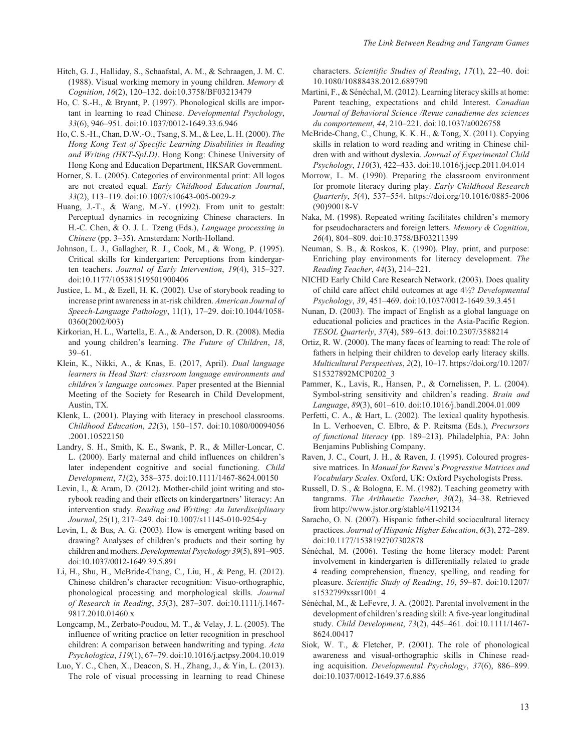Hitch, G. J., Halliday, S., Schaafstal, A. M., & Schraagen, J. M. C. (1988). Visual working memory in young children. *Memory & Cognition*, *16*(2), 120–132. doi:10.3758/BF03213479

Ho, C. S.-H., & Bryant, P. (1997). Phonological skills are important in learning to read Chinese. *Developmental Psychology*, *33*(6), 946–951. doi:10.1037/0012-1649.33.6.946

Ho, C. S.-H., Chan, D.W.-O., Tsang, S. M., & Lee, L. H. (2000). *The Hong Kong Test of Specific Learning Disabilities in Reading and Writing (HKT-SpLD)*. Hong Kong: Chinese University of Hong Kong and Education Department, HKSAR Government.

Horner, S. L. (2005). Categories of environmental print: All logos are not created equal. *Early Childhood Education Journal*, *33*(2), 113–119. doi:10.1007/s10643-005-0029-z

Huang, J.-T., & Wang, M.-Y. (1992). From unit to gestalt: Perceptual dynamics in recognizing Chinese characters. In H.-C. Chen, & O. J. L. Tzeng (Eds.), *Language processing in Chinese* (pp. 3–35). Amsterdam: North-Holland.

Johnson, L. J., Gallagher, R. J., Cook, M., & Wong, P. (1995). Critical skills for kindergarten: Perceptions from kindergarten teachers. *Journal of Early Intervention*, *19*(4), 315–327. doi:10.1177/105381519501900406

Justice, L. M., & Ezell, H. K. (2002). Use of storybook reading to increase print awareness in at-risk children. *American Journal of Speech-Language Pathology*, 11(1), 17–29. doi:10.1044/1058-0360(2002/003)

Kirkorian, H. L., Wartella, E. A., & Anderson, D. R. (2008). Media and young children's learning. *The Future of Children*, *18*, 39–61.

Klein, K., Nikki, A., & Knas, E. (2017, April). *Dual language learners in Head Start: classroom language environments and children's language outcomes*. Paper presented at the Biennial Meeting of the Society for Research in Child Development, Austin, TX.

Klenk, L. (2001). Playing with literacy in preschool classrooms. *Childhood Education*, *22*(3), 150–157. doi:10.1080/00094056.2001.10522150

Landry, S. H., Smith, K. E., Swank, P. R., & Miller-Loncar, C. L. (2000). Early maternal and child influences on children's later independent cognitive and social functioning. *Child Development*, *71*(2), 358–375. doi:10.1111/1467-8624.00150

Levin, I., & Aram, D. (2012). Mother-child joint writing and storybook reading and their effects on kindergartners' literacy: An intervention study. *Reading and Writing: An Interdisciplinary Journal*, 25(1), 217–249. doi:10.1007/s11145-010-9254-y

Levin, I., & Bus, A. G. (2003). How is emergent writing based on drawing? Analyses of children's products and their sorting by children and mothers. *Developmental Psychology 39*(5), 891–905. doi:10.1037/0012-1649.39.5.891

Li, H., Shu, H., McBride-Chang, C., Liu, H., & Peng, H. (2012). Chinese children's character recognition: Visuo-orthographic, phonological processing and morphological skills. *Journal of Research in Reading*, *35*(3), 287–307. doi:10.1111/j.1467-9817.2010.01460.x

Longcamp, M., Zerbato-Poudou, M. T., & Velay, J. L. (2005). The influence of writing practice on letter recognition in preschool children: A comparison between handwriting and typing. *Acta Psychologica*, *119*(1), 67–79. doi:10.1016/j.actpsy.2004.10.019

Luo, Y. C., Chen, X., Deacon, S. H., Zhang, J., & Yin, L. (2013). The role of visual processing in learning to read Chinese characters. *Scientific Studies of Reading*, *17*(1), 22–40. doi:10.1080/10888438.2012.689790

Martini, F., & Sénéchal, M. (2012). Learning literacy skills at home: Parent teaching, expectations and child Interest. *Canadian Journal of Behavioral Science /Revue canadienne des sciences du comportement*, *44*, 210–221. doi:10.1037/a0026758

McBride-Chang, C., Chung, K. K. H., & Tong, X. (2011). Copying skills in relation to word reading and writing in Chinese children with and without dyslexia. *Journal of Experimental Child Psychology*, *110*(3), 422–433. doi:10.1016/j.jecp.2011.04.014

Morrow, L. M. (1990). Preparing the classroom environment for promote literacy during play. *Early Childhood Research Quarterly*, *5*(4), 537–554. https://doi.org/10.1016/0885-2006(90)90018-V

Naka, M. (1998). Repeated writing facilitates children's memory for pseudocharacters and foreign letters. *Memory & Cognition*, *26*(4), 804–809. doi:10.3758/BF03211399

Neuman, S. B., & Roskos, K. (1990). Play, print, and purpose: Enriching play environments for literacy development. *The Reading Teacher*, *44*(3), 214–221.

NICHD Early Child Care Research Network. (2003). Does quality of child care affect child outcomes at age 4½? *Developmental Psychology*, *39*, 451–469. doi:10.1037/0012-1649.39.3.451

Nunan, D. (2003). The impact of English as a global language on educational policies and practices in the Asia-Pacific Region. *TESOL Quarterly*, *37*(4), 589–613. doi:10.2307/3588214

Ortiz, R. W. (2000). The many faces of learning to read: The role of fathers in helping their children to develop early literacy skills. *Multicultural Perspectives*, *2*(2), 10–17. https://doi.org/10.1207/S15327892MCP0202_3

Pammer, K., Lavis, R., Hansen, P., & Cornelissen, P. L. (2004). Symbol-string sensitivity and children's reading. *Brain and Language*, *89*(3), 601–610. doi:10.1016/j.bandl.2004.01.009

Perfetti, C. A., & Hart, L. (2002). The lexical quality hypothesis. In L. Verhoeven, C. Elbro, & P. Reitsma (Eds.), *Precursors of functional literacy* (pp. 189–213). Philadelphia, PA: John Benjamins Publishing Company.

Raven, J. C., Court, J. H., & Raven, J. (1995). Coloured progressive matrices. In *Manual for Raven*'s *Progressive Matrices and Vocabulary Scales*. Oxford, UK: Oxford Psychologists Press.

Russell, D. S., & Bologna, E. M. (1982). Teaching geometry with tangrams. *The Arithmetic Teacher*, *30*(2), 34–38. Retrieved from http://www.jstor.org/stable/41192134

Saracho, O. N. (2007). Hispanic father-child sociocultural literacy practices. *Journal of Hispanic Higher Education*, *6*(3), 272–289. doi:10.1177/1538192707302878

Sénéchal, M. (2006). Testing the home literacy model: Parent involvement in kindergarten is differentially related to grade 4 reading comprehension, fluency, spelling, and reading for pleasure. *Scientific Study of Reading*, *10*, 59–87. doi:10.1207/s1532799xssr1001_4

Sénéchal, M., & LeFevre, J. A. (2002). Parental involvement in the development of children's reading skill: A five-year longitudinal study. *Child Development*, *73*(2), 445–461. doi:10.1111/1467-8624.00417

Siok, W. T., & Fletcher, P. (2001). The role of phonological awareness and visual-orthographic skills in Chinese reading acquisition. *Developmental Psychology*, *37*(6), 886–899. doi:10.1037/0012-1649.37.6.886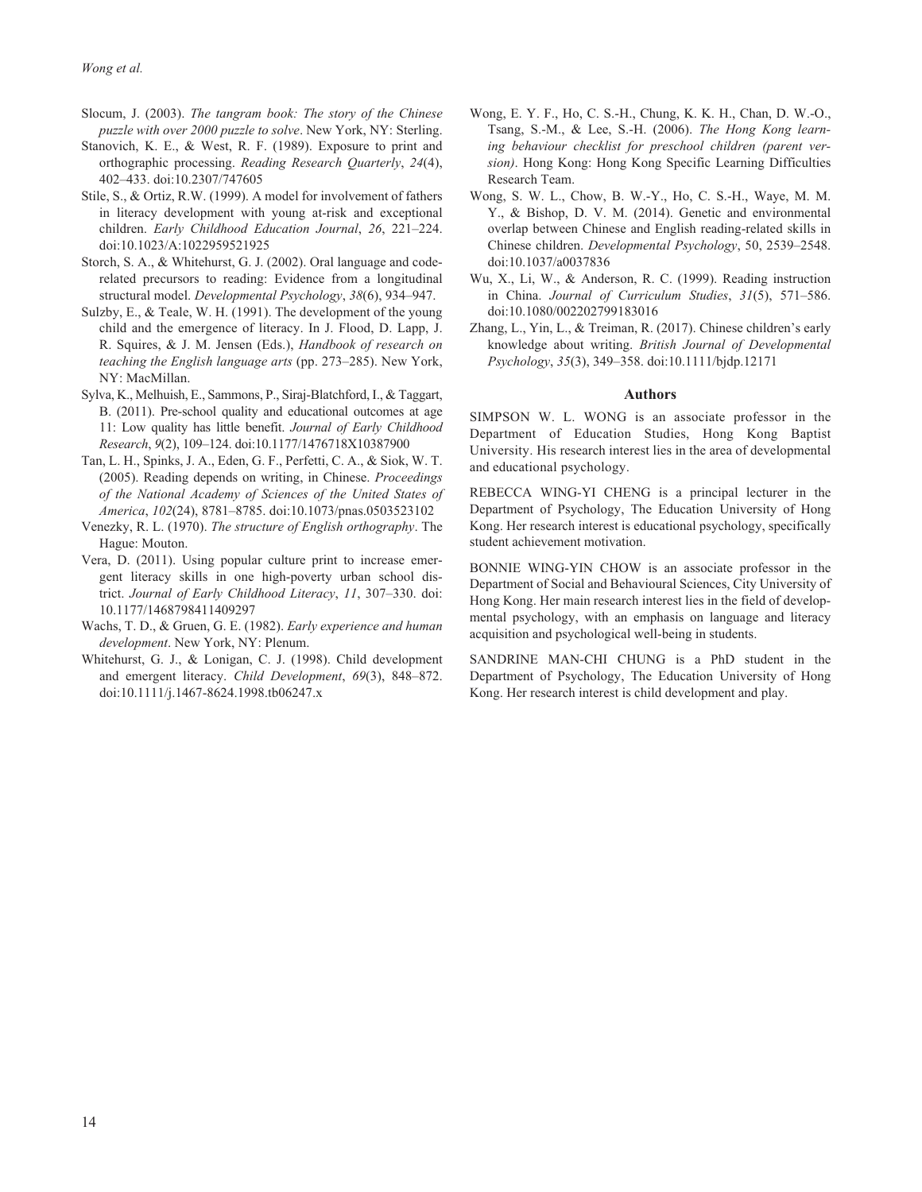Slocum, J. (2003). *The tangram book: The story of the Chinese puzzle with over 2000 puzzle to solve*. New York, NY: Sterling.

Stanovich, K. E., & West, R. F. (1989). Exposure to print and orthographic processing. *Reading Research Quarterly*, *24*(4), 402–433. doi:10.2307/747605

Stile, S., & Ortiz, R.W. (1999). A model for involvement of fathers in literacy development with young at-risk and exceptional children. *Early Childhood Education Journal*, *26*, 221–224. doi:10.1023/A:1022959521925

Storch, S. A., & Whitehurst, G. J. (2002). Oral language and code-related precursors to reading: Evidence from a longitudinal structural model. *Developmental Psychology*, *38*(6), 934–947.

Sulzby, E., & Teale, W. H. (1991). The development of the young child and the emergence of literacy. In J. Flood, D. Lapp, J. R. Squires, & J. M. Jensen (Eds.), *Handbook of research on teaching the English language arts* (pp. 273–285). New York, NY: MacMillan.

Sylva, K., Melhuish, E., Sammons, P., Siraj-Blatchford, I., & Taggart, B. (2011). Pre-school quality and educational outcomes at age 11: Low quality has little benefit. *Journal of Early Childhood Research*, *9*(2), 109–124. doi:10.1177/1476718X10387900

Tan, L. H., Spinks, J. A., Eden, G. F., Perfetti, C. A., & Siok, W. T. (2005). Reading depends on writing, in Chinese. *Proceedings of the National Academy of Sciences of the United States of America*, *102*(24), 8781–8785. doi:10.1073/pnas.0503523102

Venezky, R. L. (1970). *The structure of English orthography*. The Hague: Mouton.

Vera, D. (2011). Using popular culture print to increase emergent literacy skills in one high-poverty urban school district. *Journal of Early Childhood Literacy*, *11*, 307–330. doi: 10.1177/1468798411409297

Wachs, T. D., & Gruen, G. E. (1982). *Early experience and human development*. New York, NY: Plenum.

Whitehurst, G. J., & Lonigan, C. J. (1998). Child development and emergent literacy. *Child Development*, *69*(3), 848–872. doi:10.1111/j.1467-8624.1998.tb06247.x

Wong, E. Y. F., Ho, C. S.-H., Chung, K. K. H., Chan, D. W.-O., Tsang, S.-M., & Lee, S.-H. (2006). *The Hong Kong learning behaviour checklist for preschool children (parent version)*. Hong Kong: Hong Kong Specific Learning Difficulties Research Team.

Wong, S. W. L., Chow, B. W.-Y., Ho, C. S.-H., Waye, M. M. Y., & Bishop, D. V. M. (2014). Genetic and environmental overlap between Chinese and English reading-related skills in Chinese children. *Developmental Psychology*, 50, 2539–2548. doi:10.1037/a0037836

Wu, X., Li, W., & Anderson, R. C. (1999). Reading instruction in China. *Journal of Curriculum Studies*, *31*(5), 571–586. doi:10.1080/002202799183016

Zhang, L., Yin, L., & Treiman, R. (2017). Chinese children's early knowledge about writing. *British Journal of Developmental Psychology*, *35*(3), 349–358. doi:10.1111/bjdp.12171

## Authors

SIMPSON W. L. WONG is an associate professor in the Department of Education Studies, Hong Kong Baptist University. His research interest lies in the area of developmental and educational psychology.

REBECCA WING-YI CHENG is a principal lecturer in the Department of Psychology, The Education University of Hong Kong. Her research interest is educational psychology, specifically student achievement motivation.

BONNIE WING-YIN CHOW is an associate professor in the Department of Social and Behavioural Sciences, City University of Hong Kong. Her main research interest lies in the field of developmental psychology, with an emphasis on language and literacy acquisition and psychological well-being in students.

SANDRINE MAN-CHI CHUNG is a PhD student in the Department of Psychology, The Education University of Hong Kong. Her research interest is child development and play.